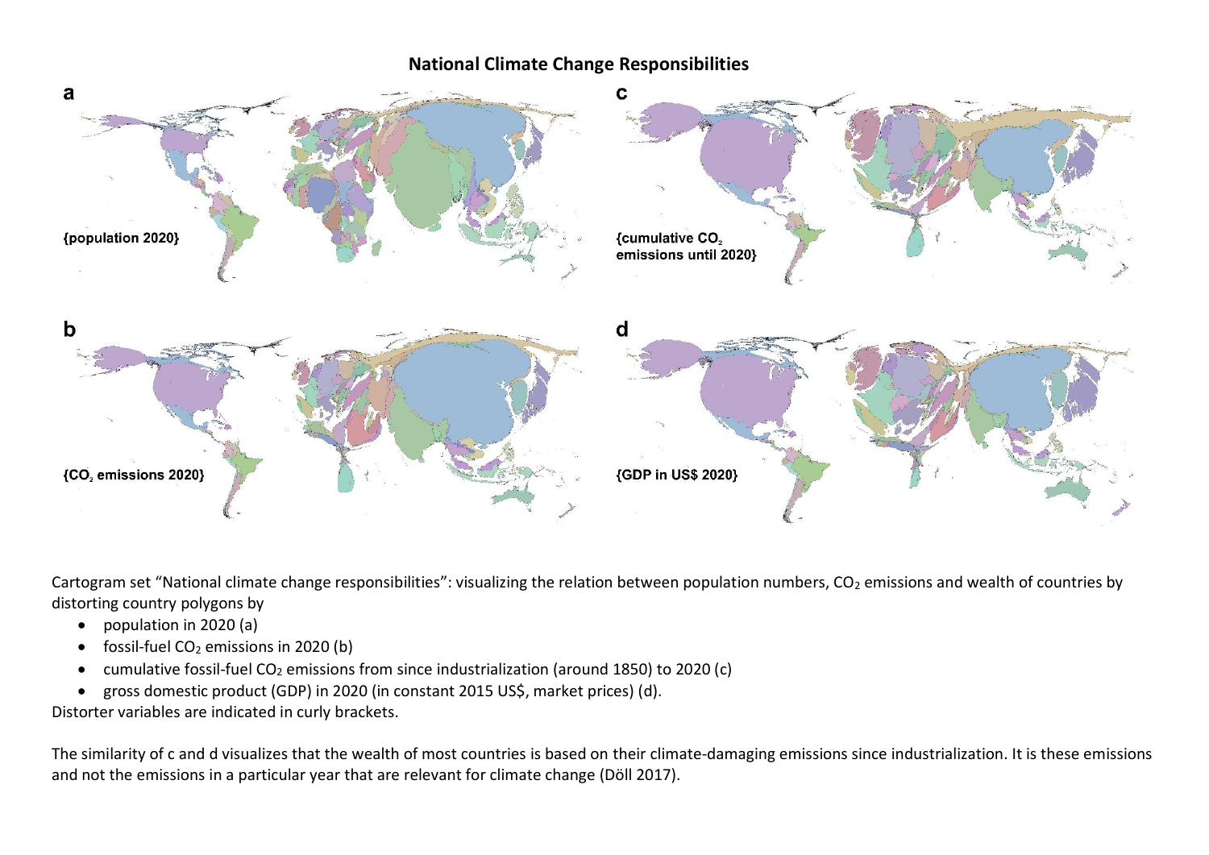# National Climate Change Responsibilities

Cartogram set "National climate change responsibilities": visualizing the relation between population numbers, $CO_2$ emissions and wealth of countries by distorting country polygons by

- population in 2020 (a)
- fossil-fuel $CO_2$ emissions in 2020 (b)
- cumulative fossil-fuel $CO_2$ emissions from since industrialization (around 1850) to 2020 (c)
- gross domestic product (GDP) in 2020 (in constant 2015 US$, market prices) (d).

Distorter variables are indicated in curly brackets.

The similarity of c and d visualizes that the wealth of most countries is based on their climate-damaging emissions since industrialization. It is these emissions and not the emissions in a particular year that are relevant for climate change (Döll 2017).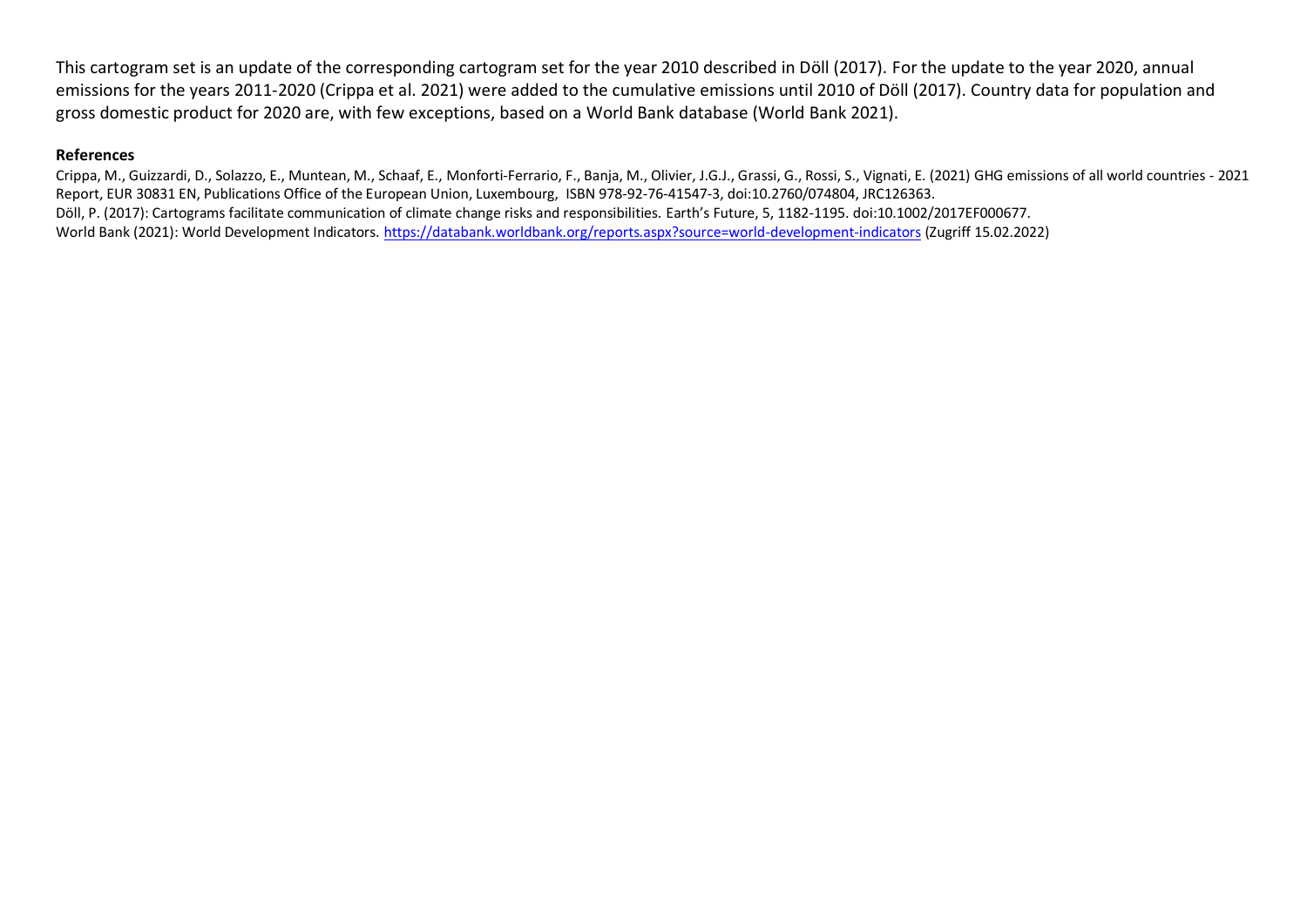This cartogram set is an update of the corresponding cartogram set for the year 2010 described in Döll (2017). For the update to the year 2020, annual emissions for the years 2011-2020 (Crippa et al. 2021) were added to the cumulative emissions until 2010 of Döll (2017). Country data for population and gross domestic product for 2020 are, with few exceptions, based on a World Bank database (World Bank 2021).

**References**

Crippa, M., Guizzardi, D., Solazzo, E., Muntean, M., Schaaf, E., Monforti-Ferrario, F., Banja, M., Olivier, J.G.J., Grassi, G., Rossi, S., Vignati, E. (2021) GHG emissions of all world countries - 2021 Report, EUR 30831 EN, Publications Office of the European Union, Luxembourg, ISBN 978-92-76-41547-3, doi:10.2760/074804, JRC126363.

Döll, P. (2017): Cartograms facilitate communication of climate change risks and responsibilities. Earth's Future, 5, 1182-1195. doi:10.1002/2017EF000677.

World Bank (2021): World Development Indicators. https://databank.worldbank.org/reports.aspx?source=world-development-indicators (Zugriff 15.02.2022)